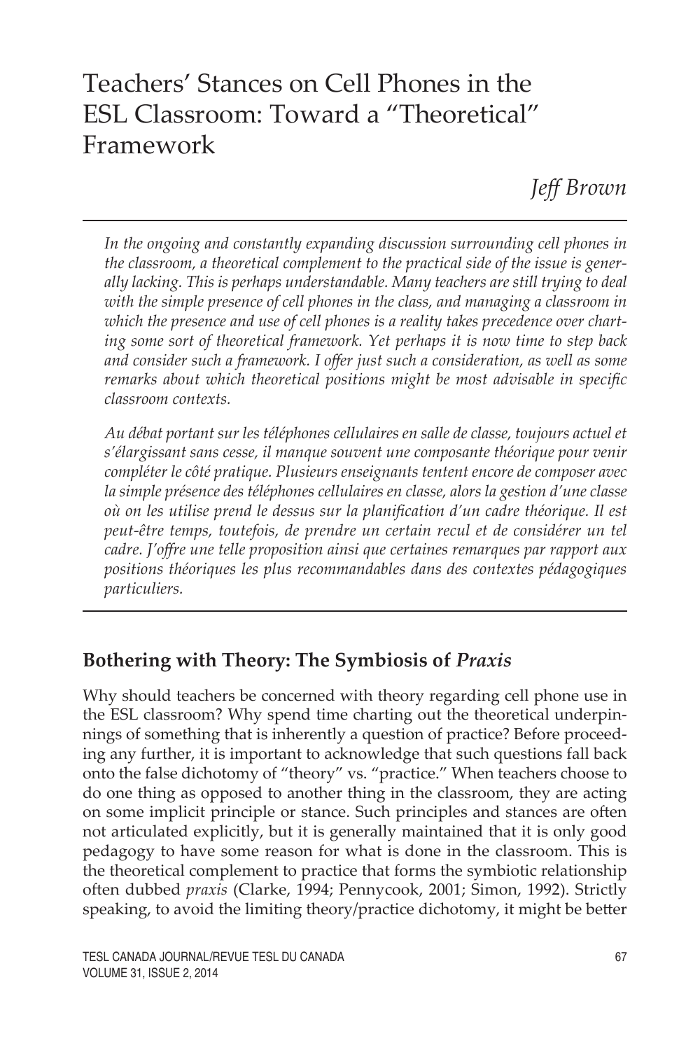# Teachers' Stances on Cell Phones in the ESL Classroom: Toward a "Theoretical" Framework

*Jeff Brown*

*In the ongoing and constantly expanding discussion surrounding cell phones in the classroom, a theoretical complement to the practical side of the issue is generally lacking. This is perhaps understandable. Many teachers are still trying to deal with the simple presence of cell phones in the class, and managing a classroom in which the presence and use of cell phones is a reality takes precedence over charting some sort of theoretical framework. Yet perhaps it is now time to step back and consider such a framework. I offer just such a consideration, as well as some remarks about which theoretical positions might be most advisable in specific classroom contexts.*

*Au débat portant sur les téléphones cellulaires en salle de classe, toujours actuel et s'élargissant sans cesse, il manque souvent une composante théorique pour venir compléter le côté pratique. Plusieurs enseignants tentent encore de composer avec la simple présence des téléphones cellulaires en classe, alors la gestion d'une classe où on les utilise prend le dessus sur la planification d'un cadre théorique. Il est peut-être temps, toutefois, de prendre un certain recul et de considérer un tel cadre. J'offre une telle proposition ainsi que certaines remarques par rapport aux positions théoriques les plus recommandables dans des contextes pédagogiques particuliers.*

## Bothering with Theory: The Symbiosis of *Praxis*

Why should teachers be concerned with theory regarding cell phone use in the ESL classroom? Why spend time charting out the theoretical underpinnings of something that is inherently a question of practice? Before proceeding any further, it is important to acknowledge that such questions fall back onto the false dichotomy of "theory" vs. "practice." When teachers choose to do one thing as opposed to another thing in the classroom, they are acting on some implicit principle or stance. Such principles and stances are often not articulated explicitly, but it is generally maintained that it is only good pedagogy to have some reason for what is done in the classroom. This is the theoretical complement to practice that forms the symbiotic relationship often dubbed *praxis* (Clarke, 1994; Pennycook, 2001; Simon, 1992). Strictly speaking, to avoid the limiting theory/practice dichotomy, it might be better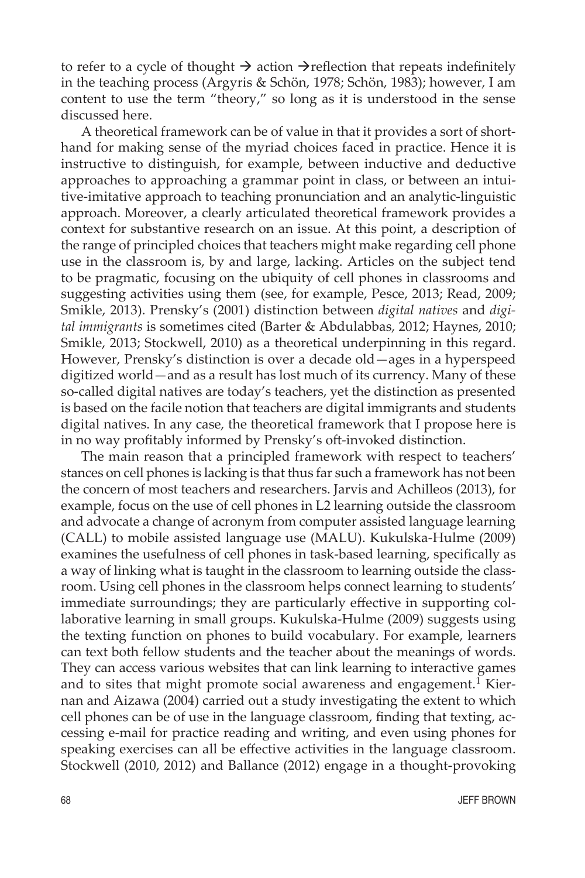to refer to a cycle of thought → action →reflection that repeats indefinitely in the teaching process (Argyris & Schön, 1978; Schön, 1983); however, I am content to use the term "theory," so long as it is understood in the sense discussed here.

A theoretical framework can be of value in that it provides a sort of shorthand for making sense of the myriad choices faced in practice. Hence it is instructive to distinguish, for example, between inductive and deductive approaches to approaching a grammar point in class, or between an intuitive-imitative approach to teaching pronunciation and an analytic-linguistic approach. Moreover, a clearly articulated theoretical framework provides a context for substantive research on an issue. At this point, a description of the range of principled choices that teachers might make regarding cell phone use in the classroom is, by and large, lacking. Articles on the subject tend to be pragmatic, focusing on the ubiquity of cell phones in classrooms and suggesting activities using them (see, for example, Pesce, 2013; Read, 2009; Smikle, 2013). Prensky's (2001) distinction between *digital natives* and *digital immigrants* is sometimes cited (Barter & Abdulabbas, 2012; Haynes, 2010; Smikle, 2013; Stockwell, 2010) as a theoretical underpinning in this regard. However, Prensky's distinction is over a decade old—ages in a hyperspeed digitized world—and as a result has lost much of its currency. Many of these so-called digital natives are today's teachers, yet the distinction as presented is based on the facile notion that teachers are digital immigrants and students digital natives. In any case, the theoretical framework that I propose here is in no way profitably informed by Prensky's oft-invoked distinction.

The main reason that a principled framework with respect to teachers' stances on cell phones is lacking is that thus far such a framework has not been the concern of most teachers and researchers. Jarvis and Achilleos (2013), for example, focus on the use of cell phones in L2 learning outside the classroom and advocate a change of acronym from computer assisted language learning (CALL) to mobile assisted language use (MALU). Kukulska-Hulme (2009) examines the usefulness of cell phones in task-based learning, specifically as a way of linking what is taught in the classroom to learning outside the classroom. Using cell phones in the classroom helps connect learning to students' immediate surroundings; they are particularly effective in supporting collaborative learning in small groups. Kukulska-Hulme (2009) suggests using the texting function on phones to build vocabulary. For example, learners can text both fellow students and the teacher about the meanings of words. They can access various websites that can link learning to interactive games and to sites that might promote social awareness and engagement.[1] Kiernan and Aizawa (2004) carried out a study investigating the extent to which cell phones can be of use in the language classroom, finding that texting, accessing e-mail for practice reading and writing, and even using phones for speaking exercises can all be effective activities in the language classroom. Stockwell (2010, 2012) and Ballance (2012) engage in a thought-provoking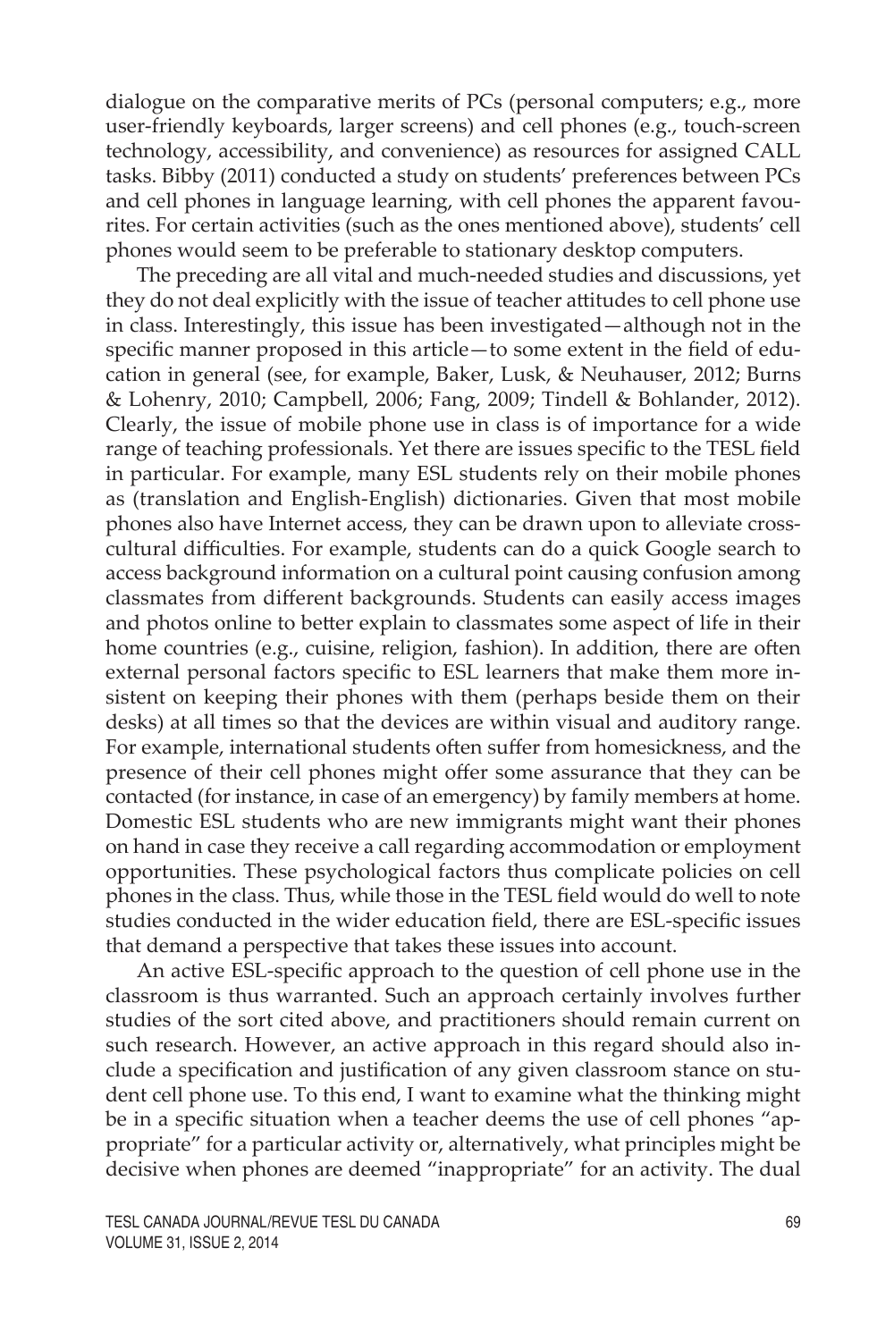dialogue on the comparative merits of PCs (personal computers; e.g., more user-friendly keyboards, larger screens) and cell phones (e.g., touch-screen technology, accessibility, and convenience) as resources for assigned CALL tasks. Bibby (2011) conducted a study on students' preferences between PCs and cell phones in language learning, with cell phones the apparent favourites. For certain activities (such as the ones mentioned above), students' cell phones would seem to be preferable to stationary desktop computers.

The preceding are all vital and much-needed studies and discussions, yet they do not deal explicitly with the issue of teacher attitudes to cell phone use in class. Interestingly, this issue has been investigated—although not in the specific manner proposed in this article—to some extent in the field of education in general (see, for example, Baker, Lusk, & Neuhauser, 2012; Burns & Lohenry, 2010; Campbell, 2006; Fang, 2009; Tindell & Bohlander, 2012). Clearly, the issue of mobile phone use in class is of importance for a wide range of teaching professionals. Yet there are issues specific to the TESL field in particular. For example, many ESL students rely on their mobile phones as (translation and English-English) dictionaries. Given that most mobile phones also have Internet access, they can be drawn upon to alleviate cross-cultural difficulties. For example, students can do a quick Google search to access background information on a cultural point causing confusion among classmates from different backgrounds. Students can easily access images and photos online to better explain to classmates some aspect of life in their home countries (e.g., cuisine, religion, fashion). In addition, there are often external personal factors specific to ESL learners that make them more insistent on keeping their phones with them (perhaps beside them on their desks) at all times so that the devices are within visual and auditory range. For example, international students often suffer from homesickness, and the presence of their cell phones might offer some assurance that they can be contacted (for instance, in case of an emergency) by family members at home. Domestic ESL students who are new immigrants might want their phones on hand in case they receive a call regarding accommodation or employment opportunities. These psychological factors thus complicate policies on cell phones in the class. Thus, while those in the TESL field would do well to note studies conducted in the wider education field, there are ESL-specific issues that demand a perspective that takes these issues into account.

An active ESL-specific approach to the question of cell phone use in the classroom is thus warranted. Such an approach certainly involves further studies of the sort cited above, and practitioners should remain current on such research. However, an active approach in this regard should also include a specification and justification of any given classroom stance on student cell phone use. To this end, I want to examine what the thinking might be in a specific situation when a teacher deems the use of cell phones "appropriate" for a particular activity or, alternatively, what principles might be decisive when phones are deemed "inappropriate" for an activity. The dual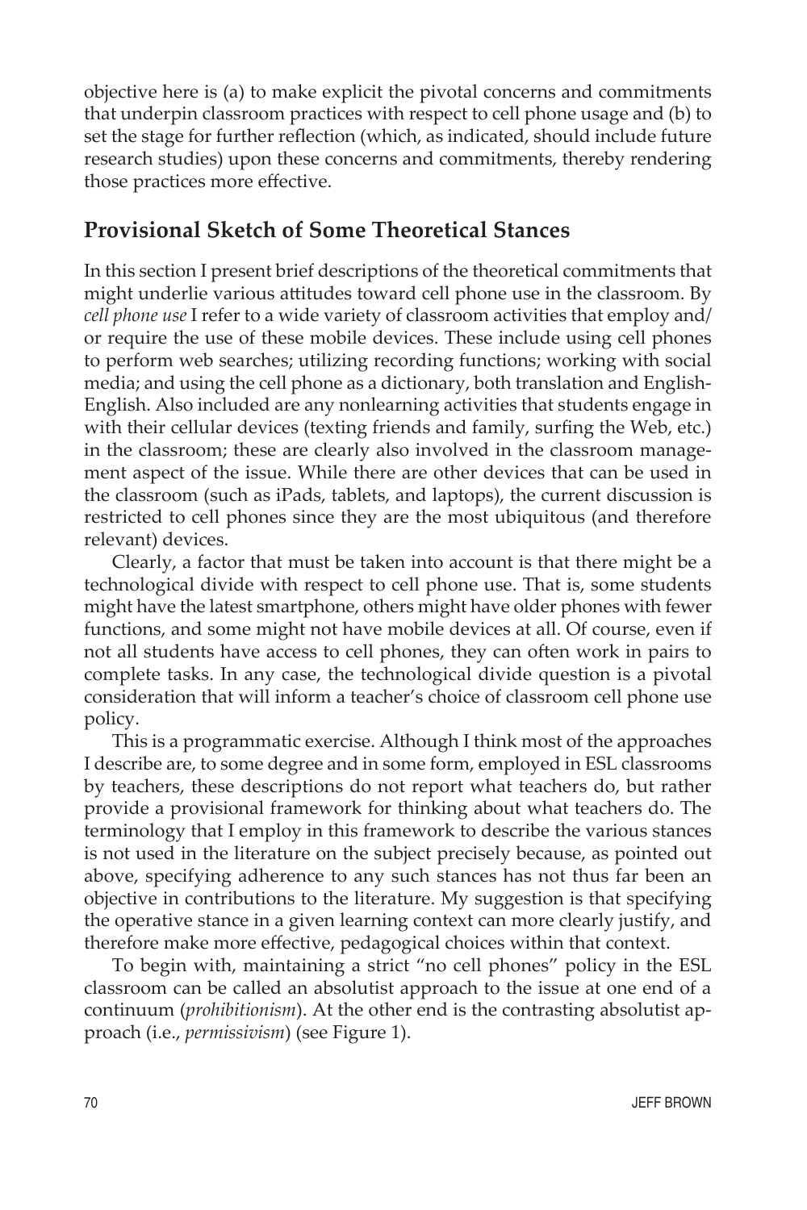objective here is (a) to make explicit the pivotal concerns and commitments that underpin classroom practices with respect to cell phone usage and (b) to set the stage for further reflection (which, as indicated, should include future research studies) upon these concerns and commitments, thereby rendering those practices more effective.

## Provisional Sketch of Some Theoretical Stances

In this section I present brief descriptions of the theoretical commitments that might underlie various attitudes toward cell phone use in the classroom. By *cell phone use* I refer to a wide variety of classroom activities that employ and/or require the use of these mobile devices. These include using cell phones to perform web searches; utilizing recording functions; working with social media; and using the cell phone as a dictionary, both translation and English-English. Also included are any nonlearning activities that students engage in with their cellular devices (texting friends and family, surfing the Web, etc.) in the classroom; these are clearly also involved in the classroom management aspect of the issue. While there are other devices that can be used in the classroom (such as iPads, tablets, and laptops), the current discussion is restricted to cell phones since they are the most ubiquitous (and therefore relevant) devices.

Clearly, a factor that must be taken into account is that there might be a technological divide with respect to cell phone use. That is, some students might have the latest smartphone, others might have older phones with fewer functions, and some might not have mobile devices at all. Of course, even if not all students have access to cell phones, they can often work in pairs to complete tasks. In any case, the technological divide question is a pivotal consideration that will inform a teacher's choice of classroom cell phone use policy.

This is a programmatic exercise. Although I think most of the approaches I describe are, to some degree and in some form, employed in ESL classrooms by teachers, these descriptions do not report what teachers do, but rather provide a provisional framework for thinking about what teachers do. The terminology that I employ in this framework to describe the various stances is not used in the literature on the subject precisely because, as pointed out above, specifying adherence to any such stances has not thus far been an objective in contributions to the literature. My suggestion is that specifying the operative stance in a given learning context can more clearly justify, and therefore make more effective, pedagogical choices within that context.

To begin with, maintaining a strict "no cell phones" policy in the ESL classroom can be called an absolutist approach to the issue at one end of a continuum (*prohibitionism*). At the other end is the contrasting absolutist approach (i.e., *permissivism*) (see Figure 1).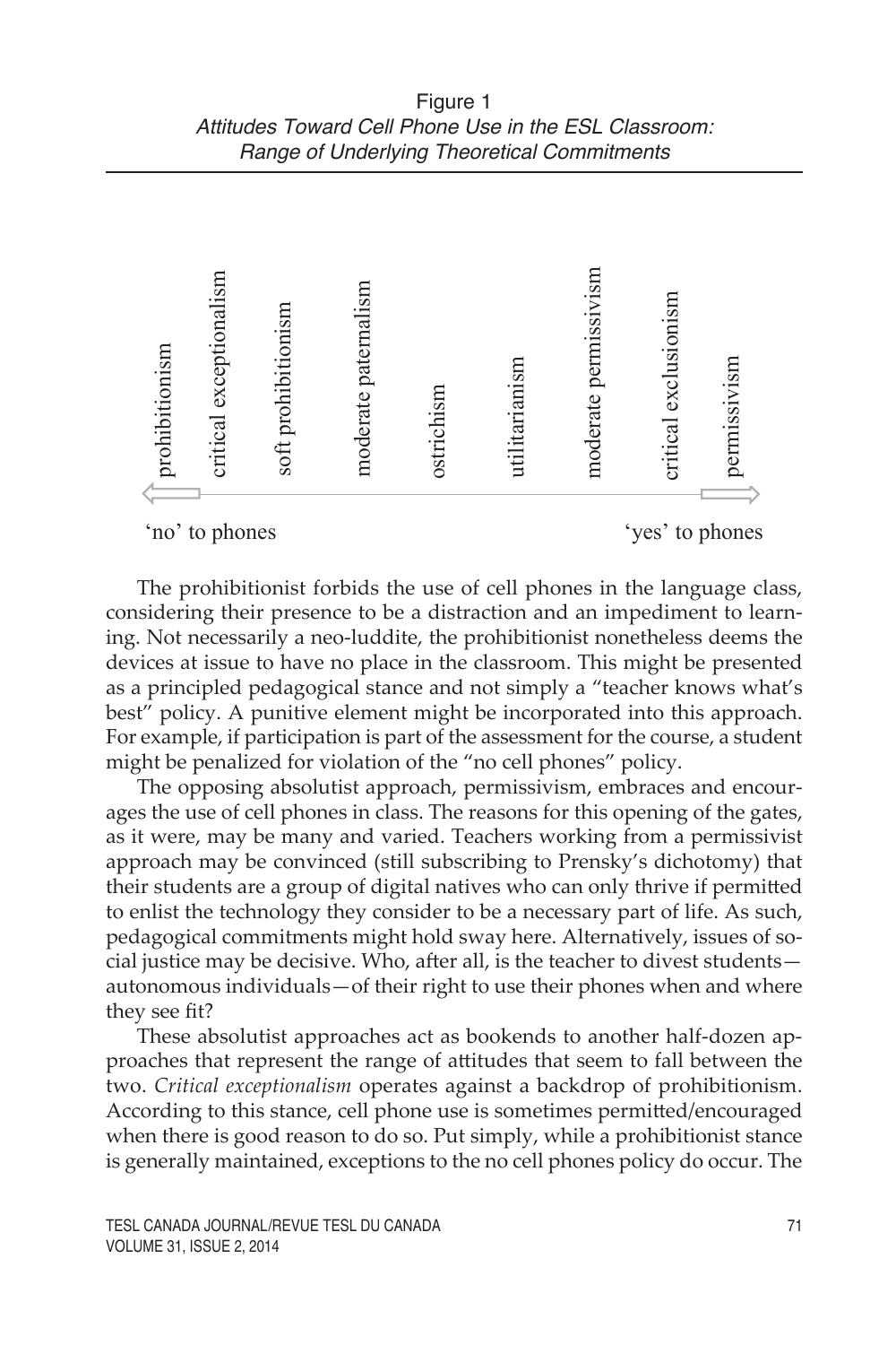Figure 1
*Attitudes Toward Cell Phone Use in the ESL Classroom: Range of Underlying Theoretical Commitments*

prohibitionism | critical exceptionalism | soft prohibitionism | moderate paternalism | ostrichism | utilitarianism | moderate permissivism | critical exclusionism | permissivism

'no' to phones ⟵⟶ 'yes' to phones

The prohibitionist forbids the use of cell phones in the language class, considering their presence to be a distraction and an impediment to learning. Not necessarily a neo-luddite, the prohibitionist nonetheless deems the devices at issue to have no place in the classroom. This might be presented as a principled pedagogical stance and not simply a "teacher knows what's best" policy. A punitive element might be incorporated into this approach. For example, if participation is part of the assessment for the course, a student might be penalized for violation of the "no cell phones" policy.

The opposing absolutist approach, permissivism, embraces and encourages the use of cell phones in class. The reasons for this opening of the gates, as it were, may be many and varied. Teachers working from a permissivist approach may be convinced (still subscribing to Prensky's dichotomy) that their students are a group of digital natives who can only thrive if permitted to enlist the technology they consider to be a necessary part of life. As such, pedagogical commitments might hold sway here. Alternatively, issues of social justice may be decisive. Who, after all, is the teacher to divest students—autonomous individuals—of their right to use their phones when and where they see fit?

These absolutist approaches act as bookends to another half-dozen approaches that represent the range of attitudes that seem to fall between the two. *Critical exceptionalism* operates against a backdrop of prohibitionism. According to this stance, cell phone use is sometimes permitted/encouraged when there is good reason to do so. Put simply, while a prohibitionist stance is generally maintained, exceptions to the no cell phones policy do occur. The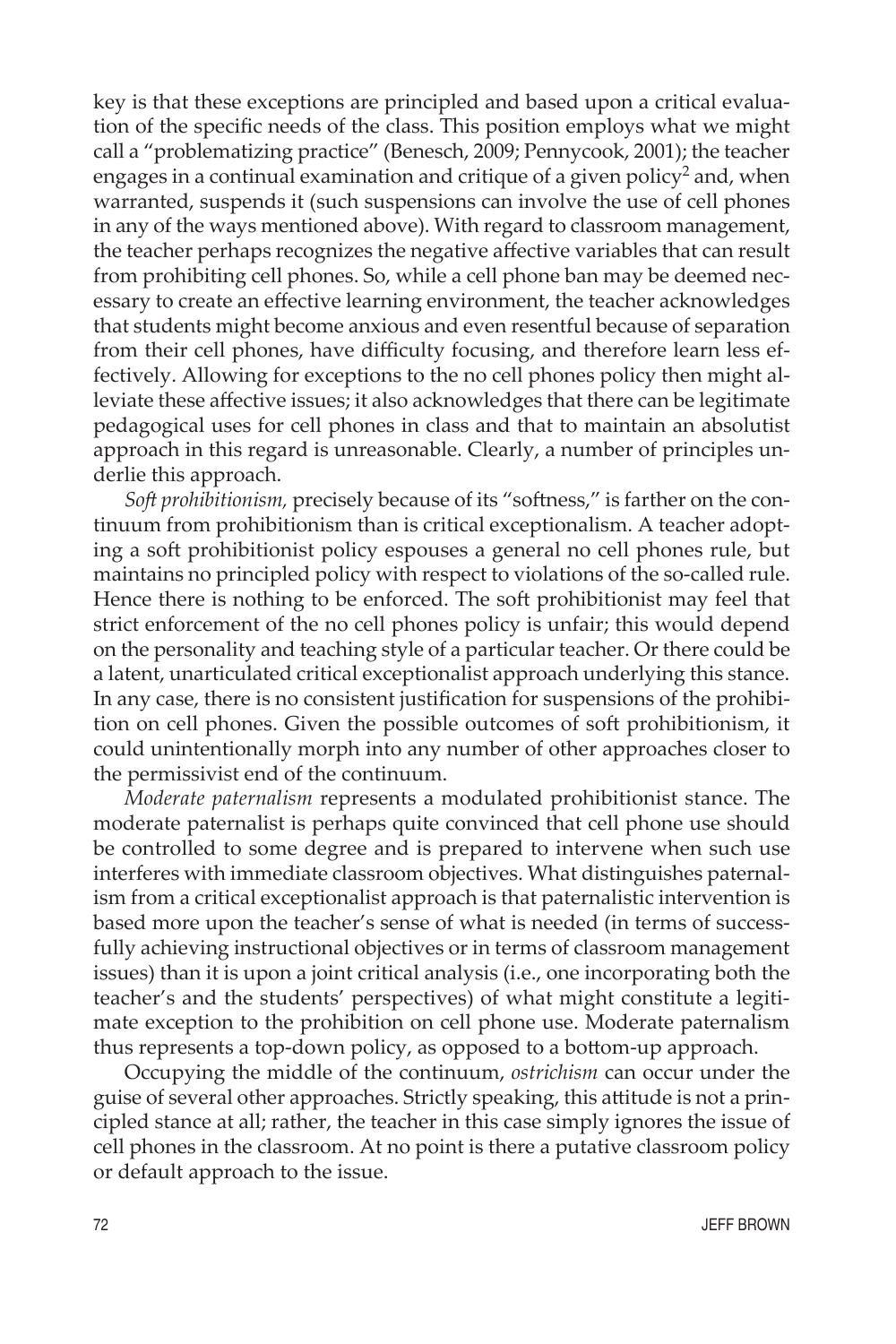key is that these exceptions are principled and based upon a critical evaluation of the specific needs of the class. This position employs what we might call a "problematizing practice" (Benesch, 2009; Pennycook, 2001); the teacher engages in a continual examination and critique of a given policy[2] and, when warranted, suspends it (such suspensions can involve the use of cell phones in any of the ways mentioned above). With regard to classroom management, the teacher perhaps recognizes the negative affective variables that can result from prohibiting cell phones. So, while a cell phone ban may be deemed necessary to create an effective learning environment, the teacher acknowledges that students might become anxious and even resentful because of separation from their cell phones, have difficulty focusing, and therefore learn less effectively. Allowing for exceptions to the no cell phones policy then might alleviate these affective issues; it also acknowledges that there can be legitimate pedagogical uses for cell phones in class and that to maintain an absolutist approach in this regard is unreasonable. Clearly, a number of principles underlie this approach.

*Soft prohibitionism,* precisely because of its "softness," is farther on the continuum from prohibitionism than is critical exceptionalism. A teacher adopting a soft prohibitionist policy espouses a general no cell phones rule, but maintains no principled policy with respect to violations of the so-called rule. Hence there is nothing to be enforced. The soft prohibitionist may feel that strict enforcement of the no cell phones policy is unfair; this would depend on the personality and teaching style of a particular teacher. Or there could be a latent, unarticulated critical exceptionalist approach underlying this stance. In any case, there is no consistent justification for suspensions of the prohibition on cell phones. Given the possible outcomes of soft prohibitionism, it could unintentionally morph into any number of other approaches closer to the permissivist end of the continuum.

*Moderate paternalism* represents a modulated prohibitionist stance. The moderate paternalist is perhaps quite convinced that cell phone use should be controlled to some degree and is prepared to intervene when such use interferes with immediate classroom objectives. What distinguishes paternalism from a critical exceptionalist approach is that paternalistic intervention is based more upon the teacher's sense of what is needed (in terms of successfully achieving instructional objectives or in terms of classroom management issues) than it is upon a joint critical analysis (i.e., one incorporating both the teacher's and the students' perspectives) of what might constitute a legitimate exception to the prohibition on cell phone use. Moderate paternalism thus represents a top-down policy, as opposed to a bottom-up approach.

Occupying the middle of the continuum, *ostrichism* can occur under the guise of several other approaches. Strictly speaking, this attitude is not a principled stance at all; rather, the teacher in this case simply ignores the issue of cell phones in the classroom. At no point is there a putative classroom policy or default approach to the issue.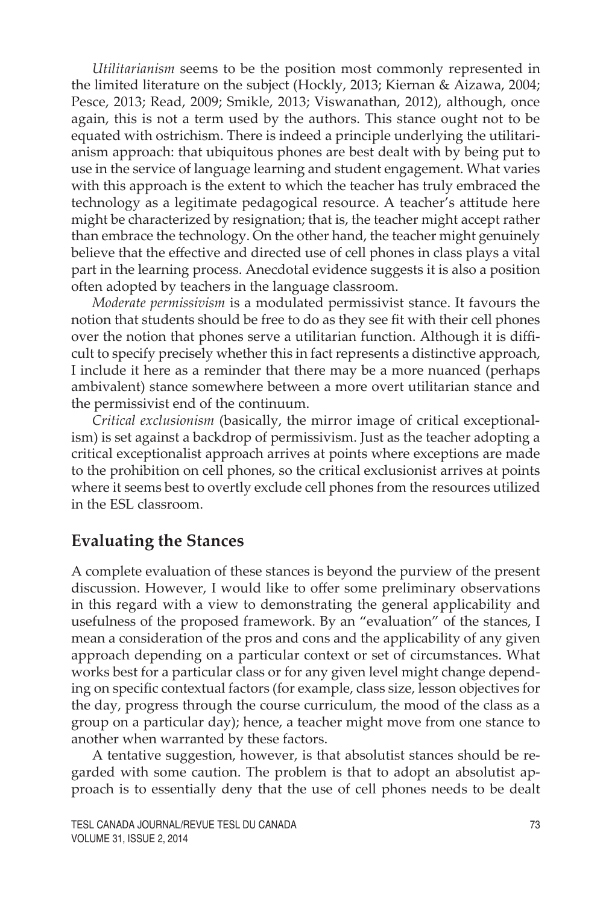*Utilitarianism* seems to be the position most commonly represented in the limited literature on the subject (Hockly, 2013; Kiernan & Aizawa, 2004; Pesce, 2013; Read, 2009; Smikle, 2013; Viswanathan, 2012), although, once again, this is not a term used by the authors. This stance ought not to be equated with ostrichism. There is indeed a principle underlying the utilitarianism approach: that ubiquitous phones are best dealt with by being put to use in the service of language learning and student engagement. What varies with this approach is the extent to which the teacher has truly embraced the technology as a legitimate pedagogical resource. A teacher's attitude here might be characterized by resignation; that is, the teacher might accept rather than embrace the technology. On the other hand, the teacher might genuinely believe that the effective and directed use of cell phones in class plays a vital part in the learning process. Anecdotal evidence suggests it is also a position often adopted by teachers in the language classroom.

*Moderate permissivism* is a modulated permissivist stance. It favours the notion that students should be free to do as they see fit with their cell phones over the notion that phones serve a utilitarian function. Although it is difficult to specify precisely whether this in fact represents a distinctive approach, I include it here as a reminder that there may be a more nuanced (perhaps ambivalent) stance somewhere between a more overt utilitarian stance and the permissivist end of the continuum.

*Critical exclusionism* (basically, the mirror image of critical exceptionalism) is set against a backdrop of permissivism. Just as the teacher adopting a critical exceptionalist approach arrives at points where exceptions are made to the prohibition on cell phones, so the critical exclusionist arrives at points where it seems best to overtly exclude cell phones from the resources utilized in the ESL classroom.

## Evaluating the Stances

A complete evaluation of these stances is beyond the purview of the present discussion. However, I would like to offer some preliminary observations in this regard with a view to demonstrating the general applicability and usefulness of the proposed framework. By an "evaluation" of the stances, I mean a consideration of the pros and cons and the applicability of any given approach depending on a particular context or set of circumstances. What works best for a particular class or for any given level might change depending on specific contextual factors (for example, class size, lesson objectives for the day, progress through the course curriculum, the mood of the class as a group on a particular day); hence, a teacher might move from one stance to another when warranted by these factors.

A tentative suggestion, however, is that absolutist stances should be regarded with some caution. The problem is that to adopt an absolutist approach is to essentially deny that the use of cell phones needs to be dealt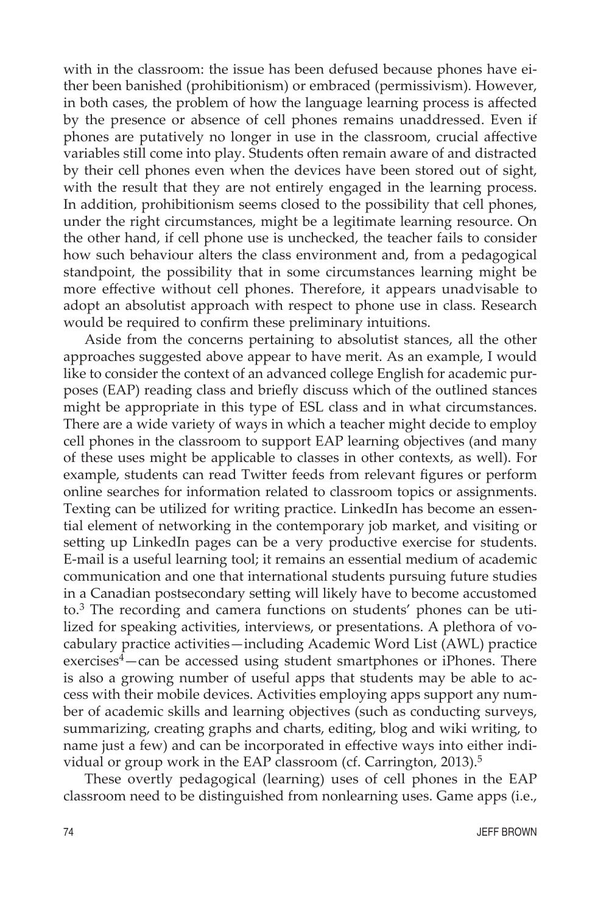with in the classroom: the issue has been defused because phones have either been banished (prohibitionism) or embraced (permissivism). However, in both cases, the problem of how the language learning process is affected by the presence or absence of cell phones remains unaddressed. Even if phones are putatively no longer in use in the classroom, crucial affective variables still come into play. Students often remain aware of and distracted by their cell phones even when the devices have been stored out of sight, with the result that they are not entirely engaged in the learning process. In addition, prohibitionism seems closed to the possibility that cell phones, under the right circumstances, might be a legitimate learning resource. On the other hand, if cell phone use is unchecked, the teacher fails to consider how such behaviour alters the class environment and, from a pedagogical standpoint, the possibility that in some circumstances learning might be more effective without cell phones. Therefore, it appears unadvisable to adopt an absolutist approach with respect to phone use in class. Research would be required to confirm these preliminary intuitions.

Aside from the concerns pertaining to absolutist stances, all the other approaches suggested above appear to have merit. As an example, I would like to consider the context of an advanced college English for academic purposes (EAP) reading class and briefly discuss which of the outlined stances might be appropriate in this type of ESL class and in what circumstances. There are a wide variety of ways in which a teacher might decide to employ cell phones in the classroom to support EAP learning objectives (and many of these uses might be applicable to classes in other contexts, as well). For example, students can read Twitter feeds from relevant figures or perform online searches for information related to classroom topics or assignments. Texting can be utilized for writing practice. LinkedIn has become an essential element of networking in the contemporary job market, and visiting or setting up LinkedIn pages can be a very productive exercise for students. E-mail is a useful learning tool; it remains an essential medium of academic communication and one that international students pursuing future studies in a Canadian postsecondary setting will likely have to become accustomed to.[3] The recording and camera functions on students' phones can be utilized for speaking activities, interviews, or presentations. A plethora of vocabulary practice activities—including Academic Word List (AWL) practice exercises[4]—can be accessed using student smartphones or iPhones. There is also a growing number of useful apps that students may be able to access with their mobile devices. Activities employing apps support any number of academic skills and learning objectives (such as conducting surveys, summarizing, creating graphs and charts, editing, blog and wiki writing, to name just a few) and can be incorporated in effective ways into either individual or group work in the EAP classroom (cf. Carrington, 2013).[5]

These overtly pedagogical (learning) uses of cell phones in the EAP classroom need to be distinguished from nonlearning uses. Game apps (i.e.,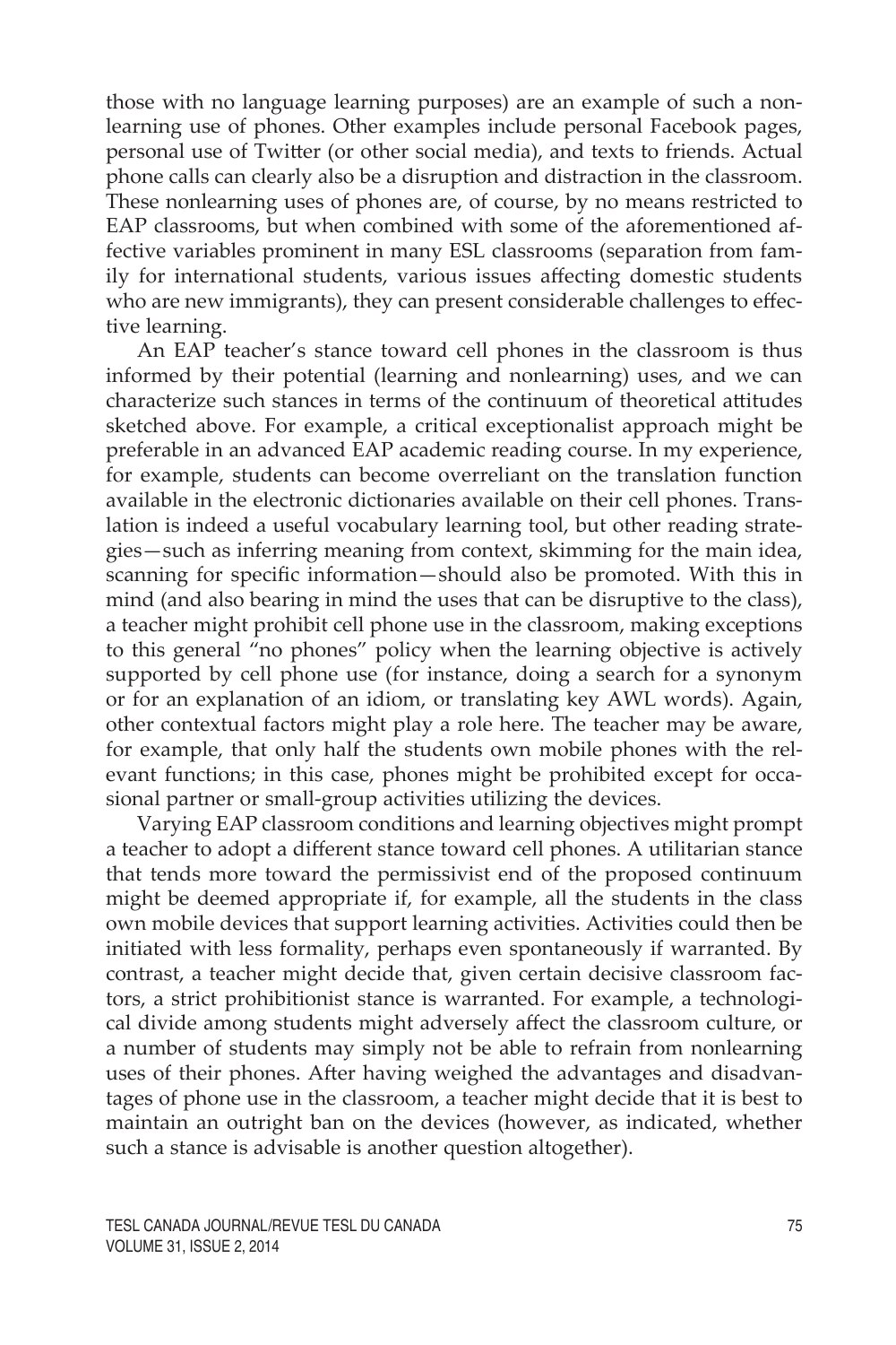those with no language learning purposes) are an example of such a nonlearning use of phones. Other examples include personal Facebook pages, personal use of Twitter (or other social media), and texts to friends. Actual phone calls can clearly also be a disruption and distraction in the classroom. These nonlearning uses of phones are, of course, by no means restricted to EAP classrooms, but when combined with some of the aforementioned affective variables prominent in many ESL classrooms (separation from family for international students, various issues affecting domestic students who are new immigrants), they can present considerable challenges to effective learning.

An EAP teacher's stance toward cell phones in the classroom is thus informed by their potential (learning and nonlearning) uses, and we can characterize such stances in terms of the continuum of theoretical attitudes sketched above. For example, a critical exceptionalist approach might be preferable in an advanced EAP academic reading course. In my experience, for example, students can become overreliant on the translation function available in the electronic dictionaries available on their cell phones. Translation is indeed a useful vocabulary learning tool, but other reading strategies—such as inferring meaning from context, skimming for the main idea, scanning for specific information—should also be promoted. With this in mind (and also bearing in mind the uses that can be disruptive to the class), a teacher might prohibit cell phone use in the classroom, making exceptions to this general "no phones" policy when the learning objective is actively supported by cell phone use (for instance, doing a search for a synonym or for an explanation of an idiom, or translating key AWL words). Again, other contextual factors might play a role here. The teacher may be aware, for example, that only half the students own mobile phones with the relevant functions; in this case, phones might be prohibited except for occasional partner or small-group activities utilizing the devices.

Varying EAP classroom conditions and learning objectives might prompt a teacher to adopt a different stance toward cell phones. A utilitarian stance that tends more toward the permissivist end of the proposed continuum might be deemed appropriate if, for example, all the students in the class own mobile devices that support learning activities. Activities could then be initiated with less formality, perhaps even spontaneously if warranted. By contrast, a teacher might decide that, given certain decisive classroom factors, a strict prohibitionist stance is warranted. For example, a technological divide among students might adversely affect the classroom culture, or a number of students may simply not be able to refrain from nonlearning uses of their phones. After having weighed the advantages and disadvantages of phone use in the classroom, a teacher might decide that it is best to maintain an outright ban on the devices (however, as indicated, whether such a stance is advisable is another question altogether).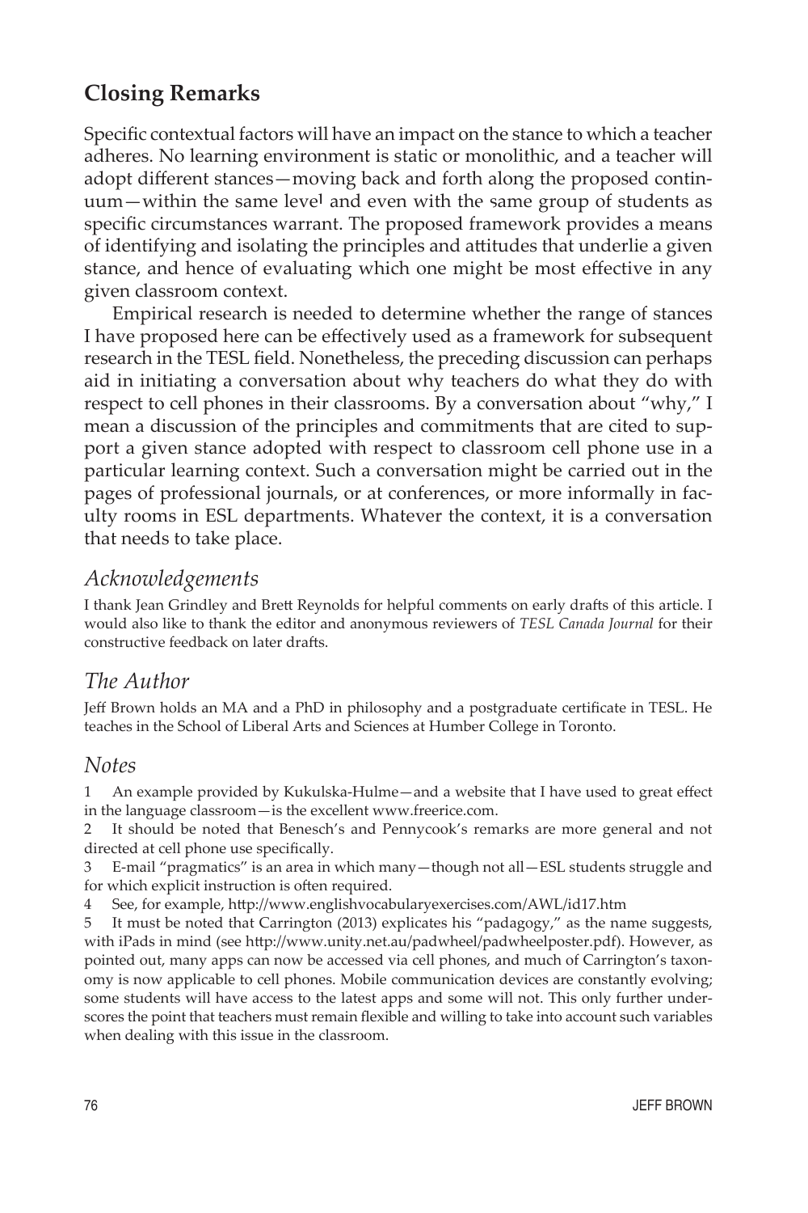## Closing Remarks

Specific contextual factors will have an impact on the stance to which a teacher adheres. No learning environment is static or monolithic, and a teacher will adopt different stances—moving back and forth along the proposed continuum—within the same level and even with the same group of students as specific circumstances warrant. The proposed framework provides a means of identifying and isolating the principles and attitudes that underlie a given stance, and hence of evaluating which one might be most effective in any given classroom context.

Empirical research is needed to determine whether the range of stances I have proposed here can be effectively used as a framework for subsequent research in the TESL field. Nonetheless, the preceding discussion can perhaps aid in initiating a conversation about why teachers do what they do with respect to cell phones in their classrooms. By a conversation about "why," I mean a discussion of the principles and commitments that are cited to support a given stance adopted with respect to classroom cell phone use in a particular learning context. Such a conversation might be carried out in the pages of professional journals, or at conferences, or more informally in faculty rooms in ESL departments. Whatever the context, it is a conversation that needs to take place.

### *Acknowledgements*

I thank Jean Grindley and Brett Reynolds for helpful comments on early drafts of this article. I would also like to thank the editor and anonymous reviewers of *TESL Canada Journal* for their constructive feedback on later drafts.

### *The Author*

Jeff Brown holds an MA and a PhD in philosophy and a postgraduate certificate in TESL. He teaches in the School of Liberal Arts and Sciences at Humber College in Toronto.

### *Notes*

1 An example provided by Kukulska-Hulme—and a website that I have used to great effect in the language classroom—is the excellent www.freerice.com.

2 It should be noted that Benesch's and Pennycook's remarks are more general and not directed at cell phone use specifically.

3 E-mail "pragmatics" is an area in which many—though not all—ESL students struggle and for which explicit instruction is often required.

4 See, for example, http://www.englishvocabularyexercises.com/AWL/id17.htm

5 It must be noted that Carrington (2013) explicates his "padagogy," as the name suggests, with iPads in mind (see http://www.unity.net.au/padwheel/padwheelposter.pdf). However, as pointed out, many apps can now be accessed via cell phones, and much of Carrington's taxonomy is now applicable to cell phones. Mobile communication devices are constantly evolving; some students will have access to the latest apps and some will not. This only further underscores the point that teachers must remain flexible and willing to take into account such variables when dealing with this issue in the classroom.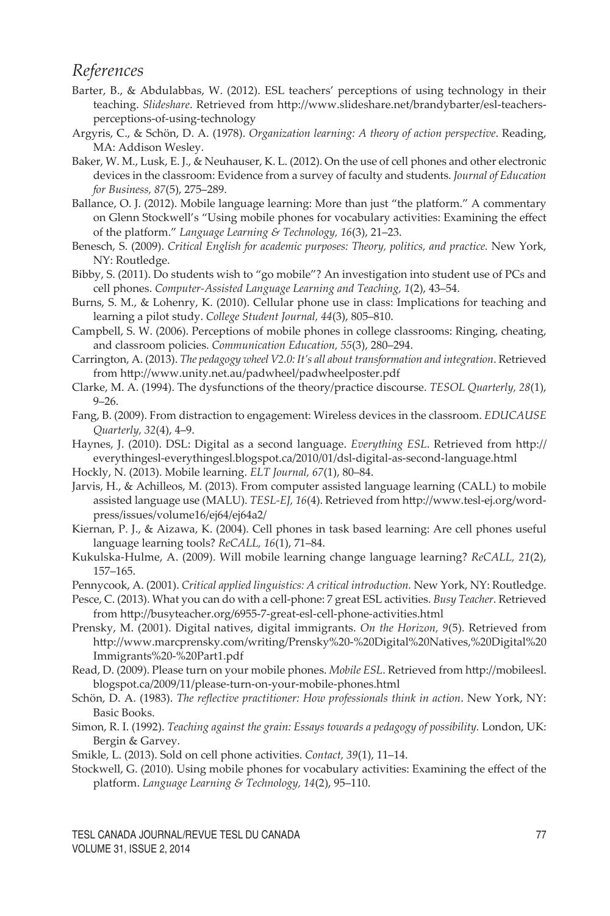## *References*

Barter, B., & Abdulabbas, W. (2012). ESL teachers' perceptions of using technology in their teaching. *Slideshare*. Retrieved from http://www.slideshare.net/brandybarter/esl-teachers-perceptions-of-using-technology

Argyris, C., & Schön, D. A. (1978). *Organization learning: A theory of action perspective*. Reading, MA: Addison Wesley.

Baker, W. M., Lusk, E. J., & Neuhauser, K. L. (2012). On the use of cell phones and other electronic devices in the classroom: Evidence from a survey of faculty and students. *Journal of Education for Business, 87*(5), 275–289.

Ballance, O. J. (2012). Mobile language learning: More than just "the platform." A commentary on Glenn Stockwell's "Using mobile phones for vocabulary activities: Examining the effect of the platform." *Language Learning & Technology, 16*(3), 21–23.

Benesch, S. (2009). *Critical English for academic purposes: Theory, politics, and practice.* New York, NY: Routledge.

Bibby, S. (2011). Do students wish to "go mobile"? An investigation into student use of PCs and cell phones. *Computer-Assisted Language Learning and Teaching, 1*(2), 43–54.

Burns, S. M., & Lohenry, K. (2010). Cellular phone use in class: Implications for teaching and learning a pilot study. *College Student Journal, 44*(3), 805–810.

Campbell, S. W. (2006). Perceptions of mobile phones in college classrooms: Ringing, cheating, and classroom policies. *Communication Education, 55*(3), 280–294.

Carrington, A. (2013). *The pedagogy wheel V2.0: It's all about transformation and integration*. Retrieved from http://www.unity.net.au/padwheel/padwheelposter.pdf

Clarke, M. A. (1994). The dysfunctions of the theory/practice discourse. *TESOL Quarterly, 28*(1), 9–26.

Fang, B. (2009). From distraction to engagement: Wireless devices in the classroom. *EDUCAUSE Quarterly, 32*(4), 4–9.

Haynes, J. (2010). DSL: Digital as a second language. *Everything ESL*. Retrieved from http://everythingesl-everythingesl.blogspot.ca/2010/01/dsl-digital-as-second-language.html

Hockly, N. (2013). Mobile learning. *ELT Journal, 67*(1), 80–84.

Jarvis, H., & Achilleos, M. (2013). From computer assisted language learning (CALL) to mobile assisted language use (MALU). *TESL-EJ, 16*(4). Retrieved from http://www.tesl-ej.org/wordpress/issues/volume16/ej64/ej64a2/

Kiernan, P. J., & Aizawa, K. (2004). Cell phones in task based learning: Are cell phones useful language learning tools? *ReCALL, 16*(1), 71–84.

Kukulska-Hulme, A. (2009). Will mobile learning change language learning? *ReCALL, 21*(2), 157–165.

Pennycook, A. (2001). *Critical applied linguistics: A critical introduction.* New York, NY: Routledge.

Pesce, C. (2013). What you can do with a cell-phone: 7 great ESL activities. *Busy Teacher*. Retrieved from http://busyteacher.org/6955-7-great-esl-cell-phone-activities.html

Prensky, M. (2001). Digital natives, digital immigrants. *On the Horizon, 9*(5). Retrieved from http://www.marcprensky.com/writing/Prensky%20-%20Digital%20Natives,%20Digital%20Immigrants%20-%20Part1.pdf

Read, D. (2009). Please turn on your mobile phones. *Mobile ESL*. Retrieved from http://mobileesl.blogspot.ca/2009/11/please-turn-on-your-mobile-phones.html

Schön, D. A. (1983). *The reflective practitioner: How professionals think in action*. New York, NY: Basic Books.

Simon, R. I. (1992). *Teaching against the grain: Essays towards a pedagogy of possibility.* London, UK: Bergin & Garvey.

Smikle, L. (2013). Sold on cell phone activities. *Contact, 39*(1), 11–14.

Stockwell, G. (2010). Using mobile phones for vocabulary activities: Examining the effect of the platform. *Language Learning & Technology, 14*(2), 95–110.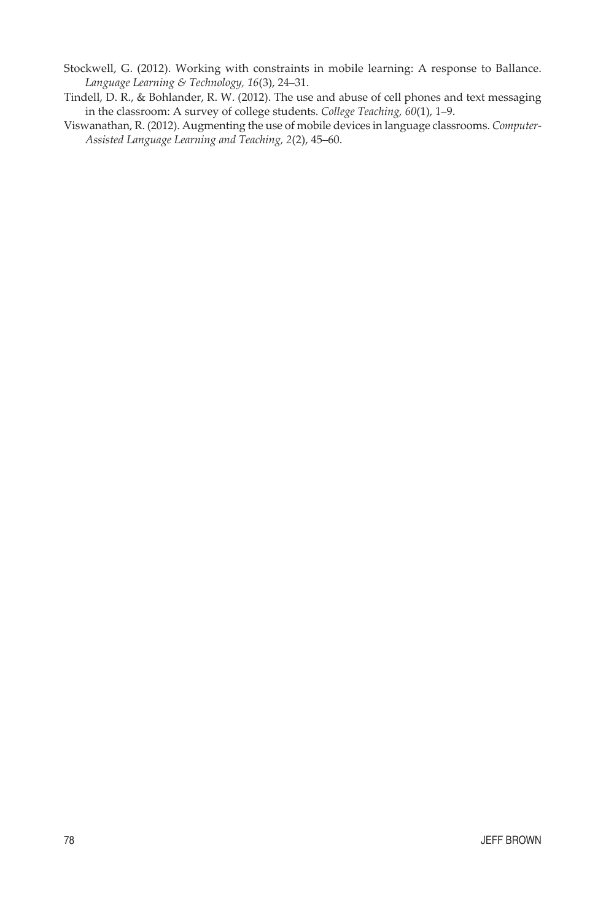Stockwell, G. (2012). Working with constraints in mobile learning: A response to Ballance. *Language Learning & Technology, 16*(3), 24–31.

Tindell, D. R., & Bohlander, R. W. (2012). The use and abuse of cell phones and text messaging in the classroom: A survey of college students. *College Teaching, 60*(1), 1–9.

Viswanathan, R. (2012). Augmenting the use of mobile devices in language classrooms. *Computer-Assisted Language Learning and Teaching, 2*(2), 45–60.